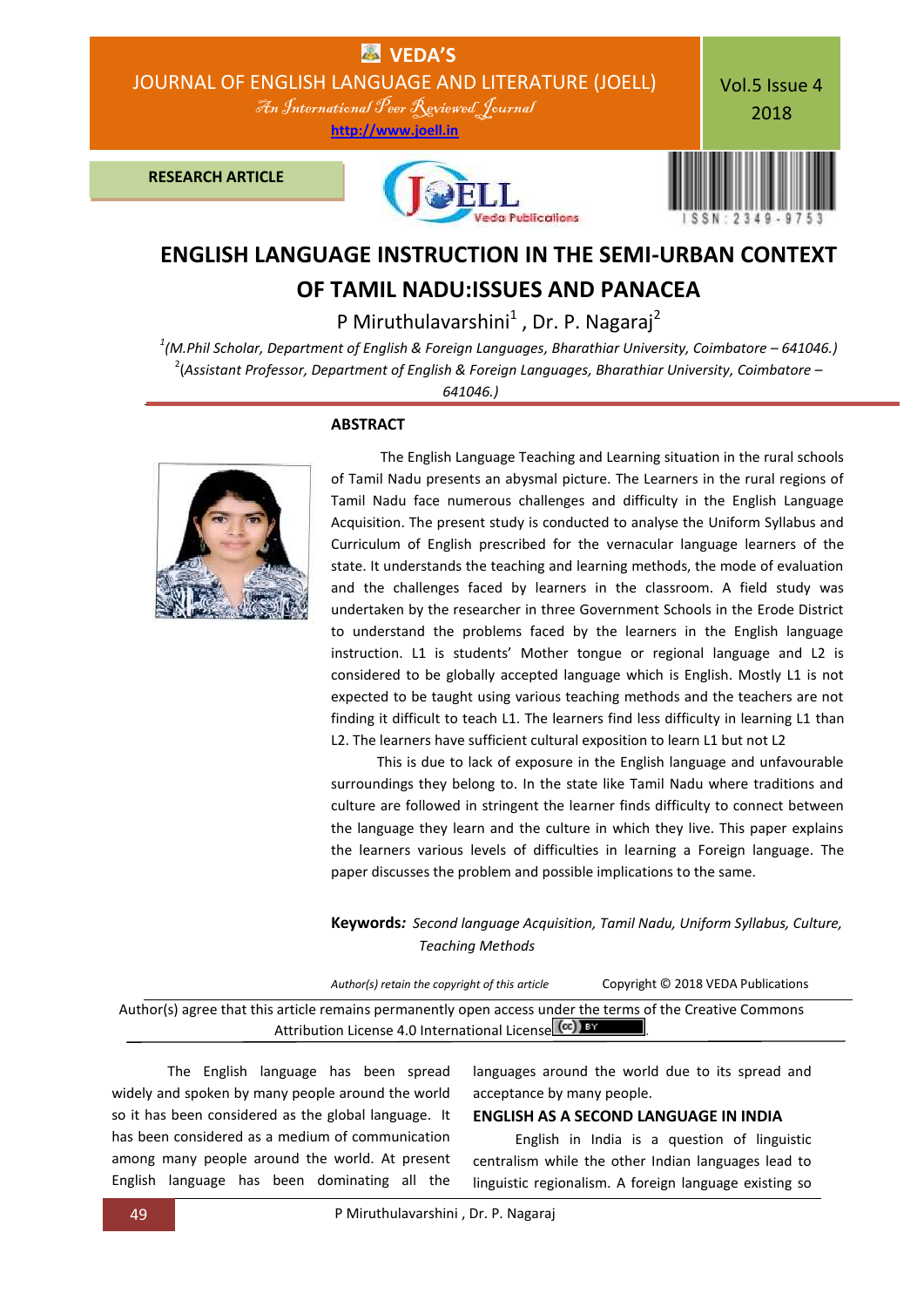RESEARCH ARTICLE

# ENGLISH LANGUAGE INSTRUCTION IN THE SEMI-URBAN CONTEXT OF TAMIL NADU:ISSUES AND PANACEA

P Miruthulavarshini[1], Dr. P. Nagaraj[2]

[1](M.Phil Scholar, Department of English & Foreign Languages, Bharathiar University, Coimbatore – 641046.)
[2](Assistant Professor, Department of English & Foreign Languages, Bharathiar University, Coimbatore – 641046.)

## ABSTRACT

The English Language Teaching and Learning situation in the rural schools of Tamil Nadu presents an abysmal picture. The Learners in the rural regions of Tamil Nadu face numerous challenges and difficulty in the English Language Acquisition. The present study is conducted to analyse the Uniform Syllabus and Curriculum of English prescribed for the vernacular language learners of the state. It understands the teaching and learning methods, the mode of evaluation and the challenges faced by learners in the classroom. A field study was undertaken by the researcher in three Government Schools in the Erode District to understand the problems faced by the learners in the English language instruction. L1 is students' Mother tongue or regional language and L2 is considered to be globally accepted language which is English. Mostly L1 is not expected to be taught using various teaching methods and the teachers are not finding it difficult to teach L1. The learners find less difficulty in learning L1 than L2. The learners have sufficient cultural exposition to learn L1 but not L2

This is due to lack of exposure in the English language and unfavourable surroundings they belong to. In the state like Tamil Nadu where traditions and culture are followed in stringent the learner finds difficulty to connect between the language they learn and the culture in which they live. This paper explains the learners various levels of difficulties in learning a Foreign language. The paper discusses the problem and possible implications to the same.

**Keywords:** *Second language Acquisition, Tamil Nadu, Uniform Syllabus, Culture, Teaching Methods*

*Author(s) retain the copyright of this article* Copyright © 2018 VEDA Publications

Author(s) agree that this article remains permanently open access under the terms of the Creative Commons Attribution License 4.0 International License.

The English language has been spread widely and spoken by many people around the world so it has been considered as the global language. It has been considered as a medium of communication among many people around the world. At present English language has been dominating all the languages around the world due to its spread and acceptance by many people.

## ENGLISH AS A SECOND LANGUAGE IN INDIA

English in India is a question of linguistic centralism while the other Indian languages lead to linguistic regionalism. A foreign language existing so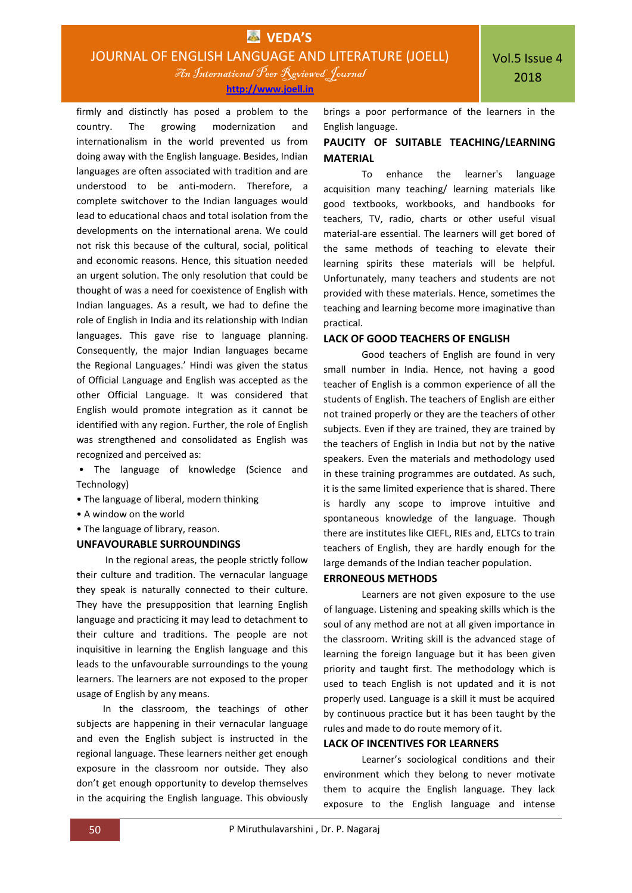firmly and distinctly has posed a problem to the country. The growing modernization and internationalism in the world prevented us from doing away with the English language. Besides, Indian languages are often associated with tradition and are understood to be anti-modern. Therefore, a complete switchover to the Indian languages would lead to educational chaos and total isolation from the developments on the international arena. We could not risk this because of the cultural, social, political and economic reasons. Hence, this situation needed an urgent solution. The only resolution that could be thought of was a need for coexistence of English with Indian languages. As a result, we had to define the role of English in India and its relationship with Indian languages. This gave rise to language planning. Consequently, the major Indian languages became the Regional Languages.' Hindi was given the status of Official Language and English was accepted as the other Official Language. It was considered that English would promote integration as it cannot be identified with any region. Further, the role of English was strengthened and consolidated as English was recognized and perceived as:

- The language of knowledge (Science and Technology)
- The language of liberal, modern thinking
- A window on the world
- The language of library, reason.

## UNFAVOURABLE SURROUNDINGS

In the regional areas, the people strictly follow their culture and tradition. The vernacular language they speak is naturally connected to their culture. They have the presupposition that learning English language and practicing it may lead to detachment to their culture and traditions. The people are not inquisitive in learning the English language and this leads to the unfavourable surroundings to the young learners. The learners are not exposed to the proper usage of English by any means.

In the classroom, the teachings of other subjects are happening in their vernacular language and even the English subject is instructed in the regional language. These learners neither get enough exposure in the classroom nor outside. They also don't get enough opportunity to develop themselves in the acquiring the English language. This obviously brings a poor performance of the learners in the English language.

## PAUCITY OF SUITABLE TEACHING/LEARNING MATERIAL

To enhance the learner's language acquisition many teaching/ learning materials like good textbooks, workbooks, and handbooks for teachers, TV, radio, charts or other useful visual material-are essential. The learners will get bored of the same methods of teaching to elevate their learning spirits these materials will be helpful. Unfortunately, many teachers and students are not provided with these materials. Hence, sometimes the teaching and learning become more imaginative than practical.

## LACK OF GOOD TEACHERS OF ENGLISH

Good teachers of English are found in very small number in India. Hence, not having a good teacher of English is a common experience of all the students of English. The teachers of English are either not trained properly or they are the teachers of other subjects. Even if they are trained, they are trained by the teachers of English in India but not by the native speakers. Even the materials and methodology used in these training programmes are outdated. As such, it is the same limited experience that is shared. There is hardly any scope to improve intuitive and spontaneous knowledge of the language. Though there are institutes like CIEFL, RIEs and, ELTCs to train teachers of English, they are hardly enough for the large demands of the Indian teacher population.

## ERRONEOUS METHODS

Learners are not given exposure to the use of language. Listening and speaking skills which is the soul of any method are not at all given importance in the classroom. Writing skill is the advanced stage of learning the foreign language but it has been given priority and taught first. The methodology which is used to teach English is not updated and it is not properly used. Language is a skill it must be acquired by continuous practice but it has been taught by the rules and made to do route memory of it.

## LACK OF INCENTIVES FOR LEARNERS

Learner's sociological conditions and their environment which they belong to never motivate them to acquire the English language. They lack exposure to the English language and intense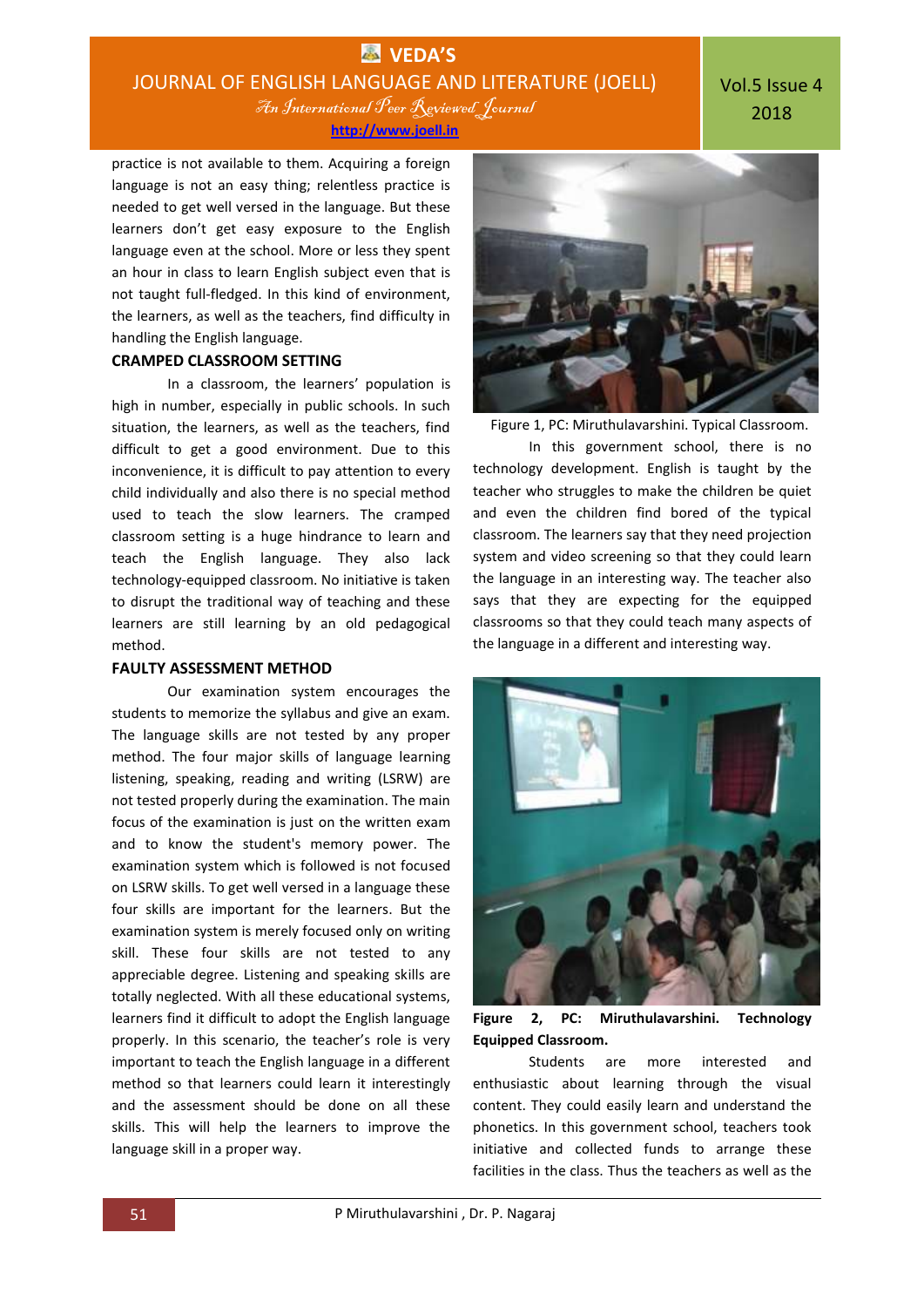practice is not available to them. Acquiring a foreign language is not an easy thing; relentless practice is needed to get well versed in the language. But these learners don't get easy exposure to the English language even at the school. More or less they spent an hour in class to learn English subject even that is not taught full-fledged. In this kind of environment, the learners, as well as the teachers, find difficulty in handling the English language.

**CRAMPED CLASSROOM SETTING**

In a classroom, the learners' population is high in number, especially in public schools. In such situation, the learners, as well as the teachers, find difficult to get a good environment. Due to this inconvenience, it is difficult to pay attention to every child individually and also there is no special method used to teach the slow learners. The cramped classroom setting is a huge hindrance to learn and teach the English language. They also lack technology-equipped classroom. No initiative is taken to disrupt the traditional way of teaching and these learners are still learning by an old pedagogical method.

**FAULTY ASSESSMENT METHOD**

Our examination system encourages the students to memorize the syllabus and give an exam. The language skills are not tested by any proper method. The four major skills of language learning listening, speaking, reading and writing (LSRW) are not tested properly during the examination. The main focus of the examination is just on the written exam and to know the student's memory power. The examination system which is followed is not focused on LSRW skills. To get well versed in a language these four skills are important for the learners. But the examination system is merely focused only on writing skill. These four skills are not tested to any appreciable degree. Listening and speaking skills are totally neglected. With all these educational systems, learners find it difficult to adopt the English language properly. In this scenario, the teacher's role is very important to teach the English language in a different method so that learners could learn it interestingly and the assessment should be done on all these skills. This will help the learners to improve the language skill in a proper way.

Figure 1, PC: Miruthulavarshini. Typical Classroom.

In this government school, there is no technology development. English is taught by the teacher who struggles to make the children be quiet and even the children find bored of the typical classroom. The learners say that they need projection system and video screening so that they could learn the language in an interesting way. The teacher also says that they are expecting for the equipped classrooms so that they could teach many aspects of the language in a different and interesting way.

**Figure 2, PC: Miruthulavarshini. Technology Equipped Classroom.**

Students are more interested and enthusiastic about learning through the visual content. They could easily learn and understand the phonetics. In this government school, teachers took initiative and collected funds to arrange these facilities in the class. Thus the teachers as well as the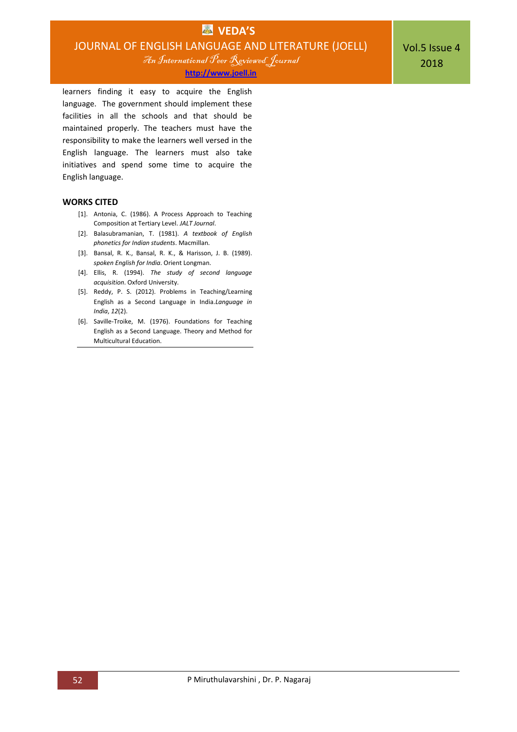learners finding it easy to acquire the English language. The government should implement these facilities in all the schools and that should be maintained properly. The teachers must have the responsibility to make the learners well versed in the English language. The learners must also take initiatives and spend some time to acquire the English language.

## WORKS CITED

[1]. Antonia, C. (1986). A Process Approach to Teaching Composition at Tertiary Level. *JALT Journal*.

[2]. Balasubramanian, T. (1981). *A textbook of English phonetics for Indian students*. Macmillan.

[3]. Bansal, R. K., Bansal, R. K., & Harisson, J. B. (1989). *spoken English for India*. Orient Longman.

[4]. Ellis, R. (1994). *The study of second language acquisition*. Oxford University.

[5]. Reddy, P. S. (2012). Problems in Teaching/Learning English as a Second Language in India.*Language in India*, *12*(2).

[6]. Saville-Troike, M. (1976). Foundations for Teaching English as a Second Language. Theory and Method for Multicultural Education.